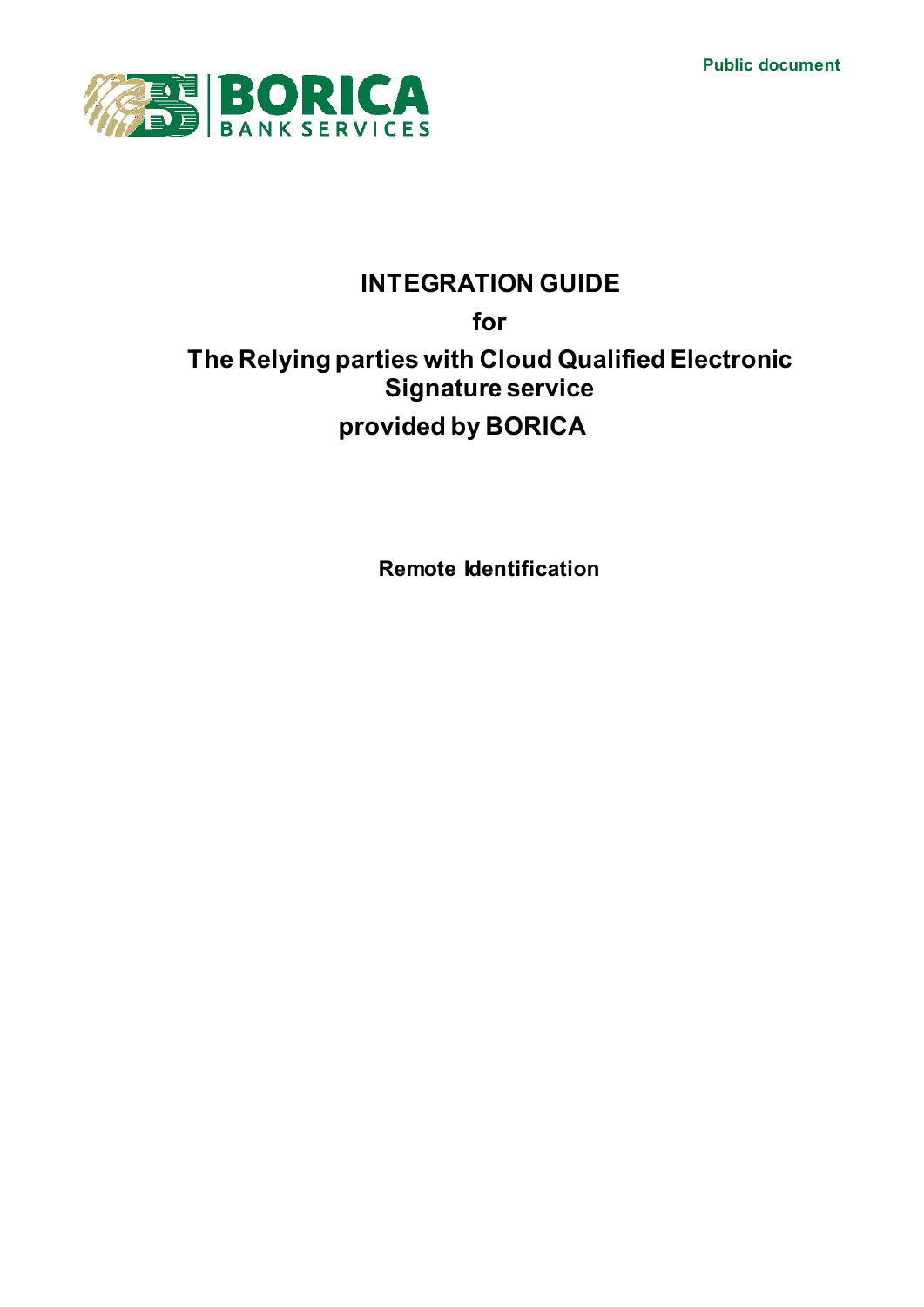Public document

BORICA BANK SERVICES

# INTEGRATION GUIDE

## for

## The Relying parties with Cloud Qualified Electronic Signature service provided by BORICA

**Remote Identification**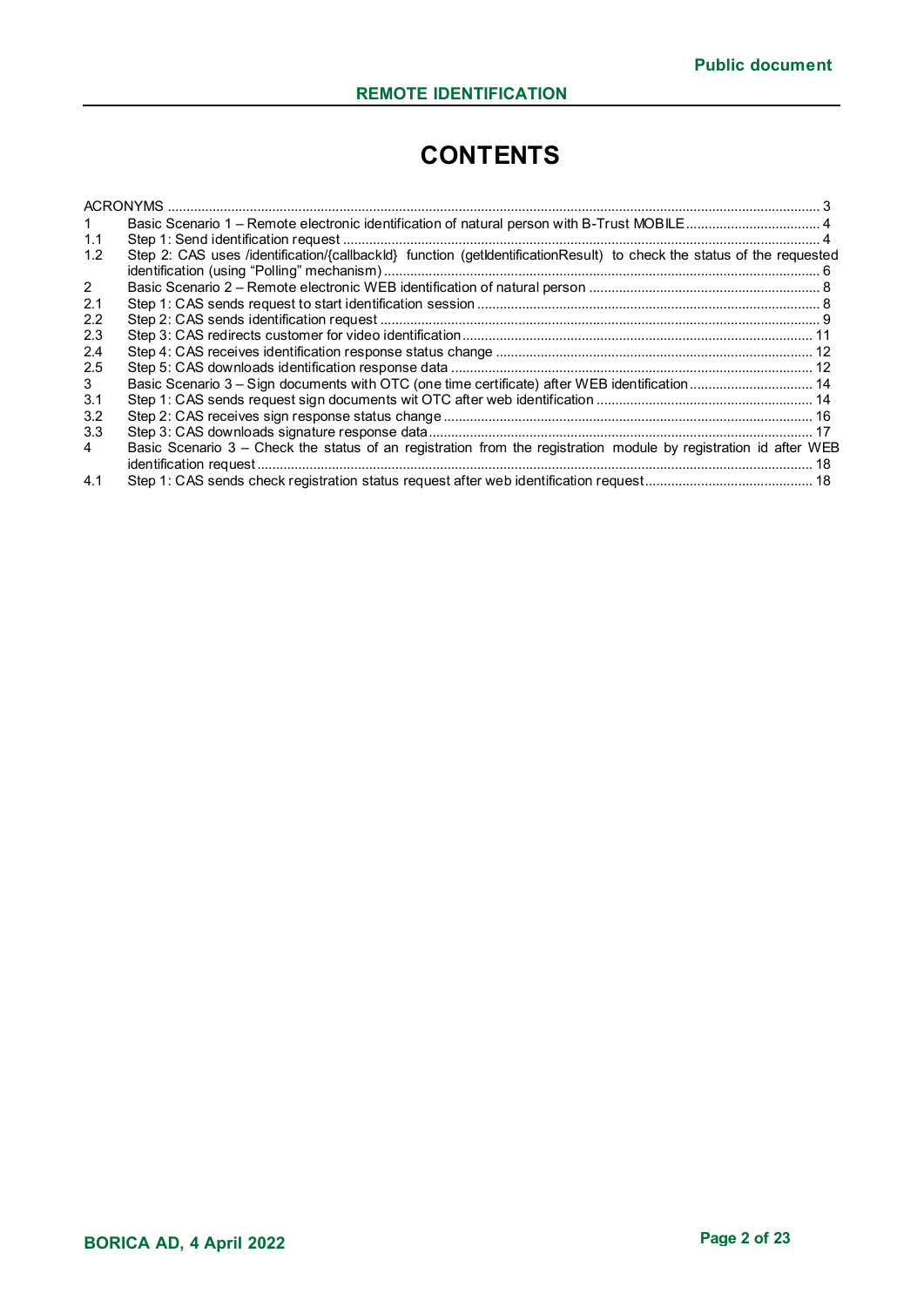# CONTENTS

ACRONYMS ..... 3

1 Basic Scenario 1 – Remote electronic identification of natural person with B-Trust MOBILE ..... 4

1.1 Step 1: Send identification request ..... 4

1.2 Step 2: CAS uses /identification/{callbackId} function (getIdentificationResult) to check the status of the requested identification (using "Polling" mechanism) ..... 6

2 Basic Scenario 2 – Remote electronic WEB identification of natural person ..... 8

2.1 Step 1: CAS sends request to start identification session ..... 8

2.2 Step 2: CAS sends identification request ..... 9

2.3 Step 3: CAS redirects customer for video identification ..... 11

2.4 Step 4: CAS receives identification response status change ..... 12

2.5 Step 5: CAS downloads identification response data ..... 12

3 Basic Scenario 3 – Sign documents with OTC (one time certificate) after WEB identification ..... 14

3.1 Step 1: CAS sends request sign documents wit OTC after web identification ..... 14

3.2 Step 2: CAS receives sign response status change ..... 16

3.3 Step 3: CAS downloads signature response data ..... 17

4 Basic Scenario 3 – Check the status of an registration from the registration module by registration id after WEB identification request ..... 18

4.1 Step 1: CAS sends check registration status request after web identification request ..... 18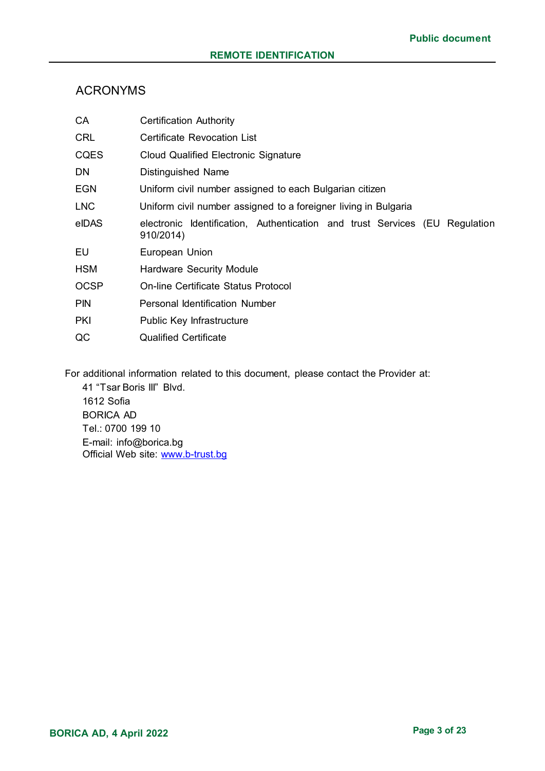## ACRONYMS

| | |
|---|---|
| CA | Certification Authority |
| CRL | Certificate Revocation List |
| CQES | Cloud Qualified Electronic Signature |
| DN | Distinguished Name |
| EGN | Uniform civil number assigned to each Bulgarian citizen |
| LNC | Uniform civil number assigned to a foreigner living in Bulgaria |
| eIDAS | electronic Identification, Authentication and trust Services (EU Regulation 910/2014) |
| EU | European Union |
| HSM | Hardware Security Module |
| OCSP | On-line Certificate Status Protocol |
| PIN | Personal Identification Number |
| PKI | Public Key Infrastructure |
| QC | Qualified Certificate |

For additional information related to this document, please contact the Provider at:

41 “Tsar Boris III” Blvd.
1612 Sofia
BORICA AD
Tel.: 0700 199 10
E-mail: info@borica.bg
Official Web site: www.b-trust.bg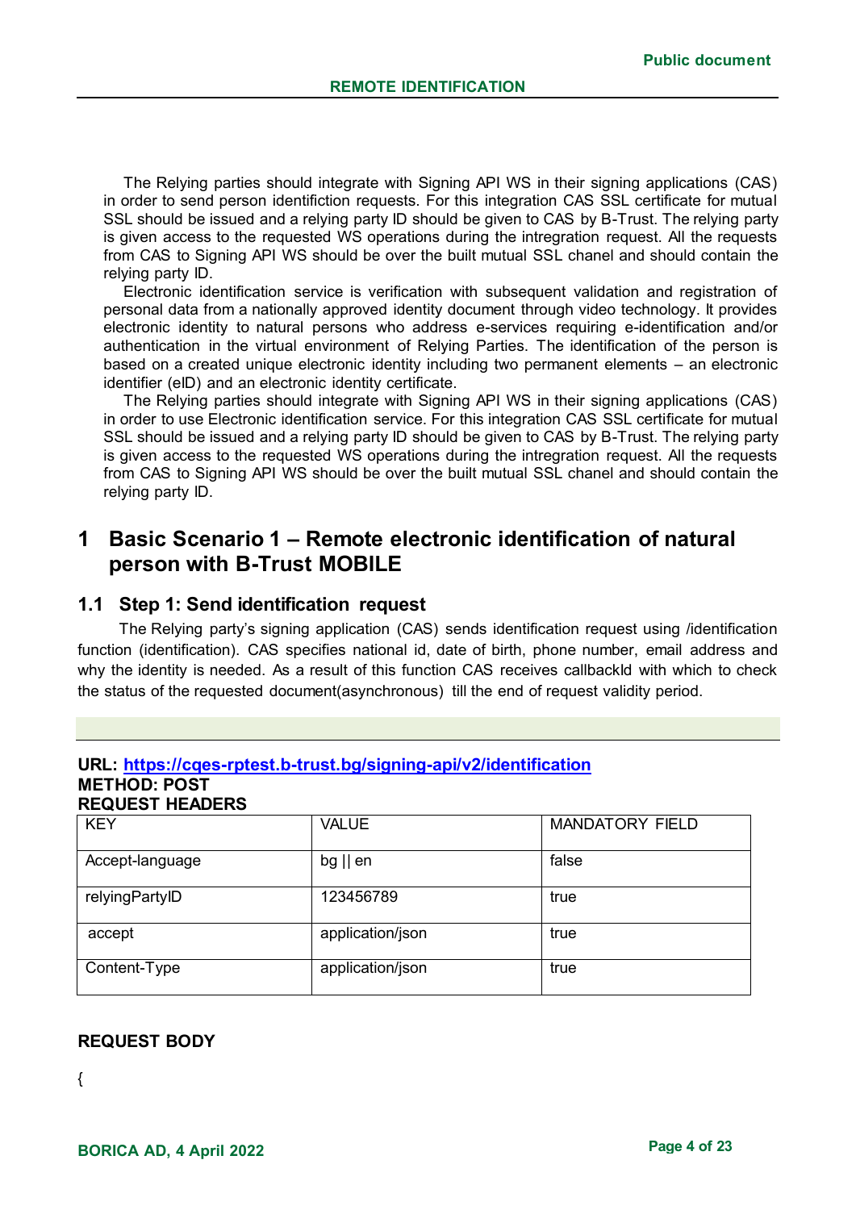The Relying parties should integrate with Signing API WS in their signing applications (CAS) in order to send person identifiction requests. For this integration CAS SSL certificate for mutual SSL should be issued and a relying party ID should be given to CAS by B-Trust. The relying party is given access to the requested WS operations during the intregration request. All the requests from CAS to Signing API WS should be over the built mutual SSL chanel and should contain the relying party ID.

Electronic identification service is verification with subsequent validation and registration of personal data from a nationally approved identity document through video technology. It provides electronic identity to natural persons who address e-services requiring e-identification and/or authentication in the virtual environment of Relying Parties. The identification of the person is based on a created unique electronic identity including two permanent elements – an electronic identifier (eID) and an electronic identity certificate.

The Relying parties should integrate with Signing API WS in their signing applications (CAS) in order to use Electronic identification service. For this integration CAS SSL certificate for mutual SSL should be issued and a relying party ID should be given to CAS by B-Trust. The relying party is given access to the requested WS operations during the intregration request. All the requests from CAS to Signing API WS should be over the built mutual SSL chanel and should contain the relying party ID.

# 1 Basic Scenario 1 – Remote electronic identification of natural person with B-Trust MOBILE

## 1.1 Step 1: Send identification request

The Relying party's signing application (CAS) sends identification request using /identification function (identification). CAS specifies national id, date of birth, phone number, email address and why the identity is needed. As a result of this function CAS receives callbackId with which to check the status of the requested document(asynchronous) till the end of request validity period.

**URL: https://cqes-rptest.b-trust.bg/signing-api/v2/identification**
**METHOD: POST**
**REQUEST HEADERS**

| KEY | VALUE | MANDATORY FIELD |
|---|---|---|
| Accept-language | bg \|\| en | false |
| relyingPartyID | 123456789 | true |
| accept | application/json | true |
| Content-Type | application/json | true |

**REQUEST BODY**

{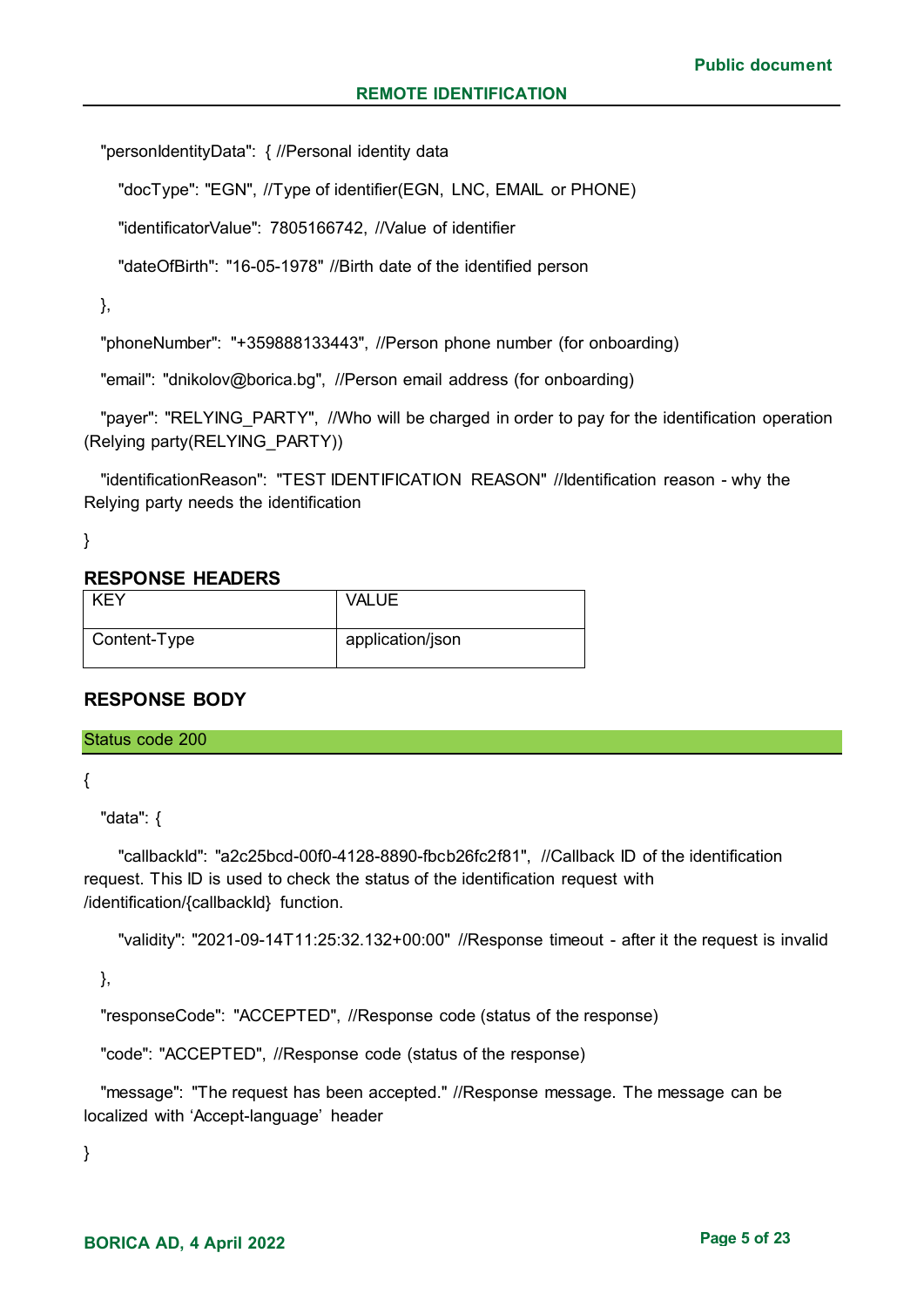"personIdentityData": { //Personal identity data

"docType": "EGN", //Type of identifier(EGN, LNC, EMAIL or PHONE)

"identificatorValue": 7805166742, //Value of identifier

"dateOfBirth": "16-05-1978" //Birth date of the identified person

},

"phoneNumber": "+359888133443", //Person phone number (for onboarding)

"email": "dnikolov@borica.bg", //Person email address (for onboarding)

"payer": "RELYING_PARTY", //Who will be charged in order to pay for the identification operation (Relying party(RELYING_PARTY))

"identificationReason": "TEST IDENTIFICATION REASON" //Identification reason - why the Relying party needs the identification

}

### RESPONSE HEADERS

| KEY | VALUE |
| --- | --- |
| Content-Type | application/json |

### RESPONSE BODY

Status code 200

{

"data": {

"callbackId": "a2c25bcd-00f0-4128-8890-fbcb26fc2f81", //Callback ID of the identification request. This ID is used to check the status of the identification request with /identification/{callbackId} function.

"validity": "2021-09-14T11:25:32.132+00:00" //Response timeout - after it the request is invalid

},

"responseCode": "ACCEPTED", //Response code (status of the response)

"code": "ACCEPTED", //Response code (status of the response)

"message": "The request has been accepted." //Response message. The message can be localized with 'Accept-language' header

}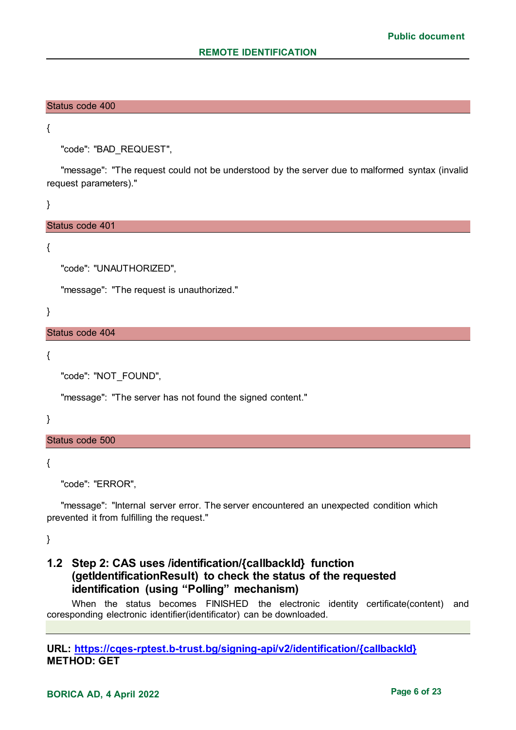Status code 400

```
{
    "code": "BAD_REQUEST",
    "message": "The request could not be understood by the server due to malformed syntax (invalid request parameters)."
}
```

Status code 401

```
{
    "code": "UNAUTHORIZED",
    "message": "The request is unauthorized."
}
```

Status code 404

```
{
    "code": "NOT_FOUND",
    "message": "The server has not found the signed content."
}
```

Status code 500

```
{
    "code": "ERROR",
    "message": "Internal server error. The server encountered an unexpected condition which prevented it from fulfilling the request."
}
```

## 1.2 Step 2: CAS uses /identification/{callbackId} function (getIdentificationResult) to check the status of the requested identification (using "Polling" mechanism)

When the status becomes FINISHED the electronic identity certificate(content) and coresponding electronic identifier(identificator) can be downloaded.

**URL: https://cqes-rptest.b-trust.bg/signing-api/v2/identification/{callbackId}**
**METHOD: GET**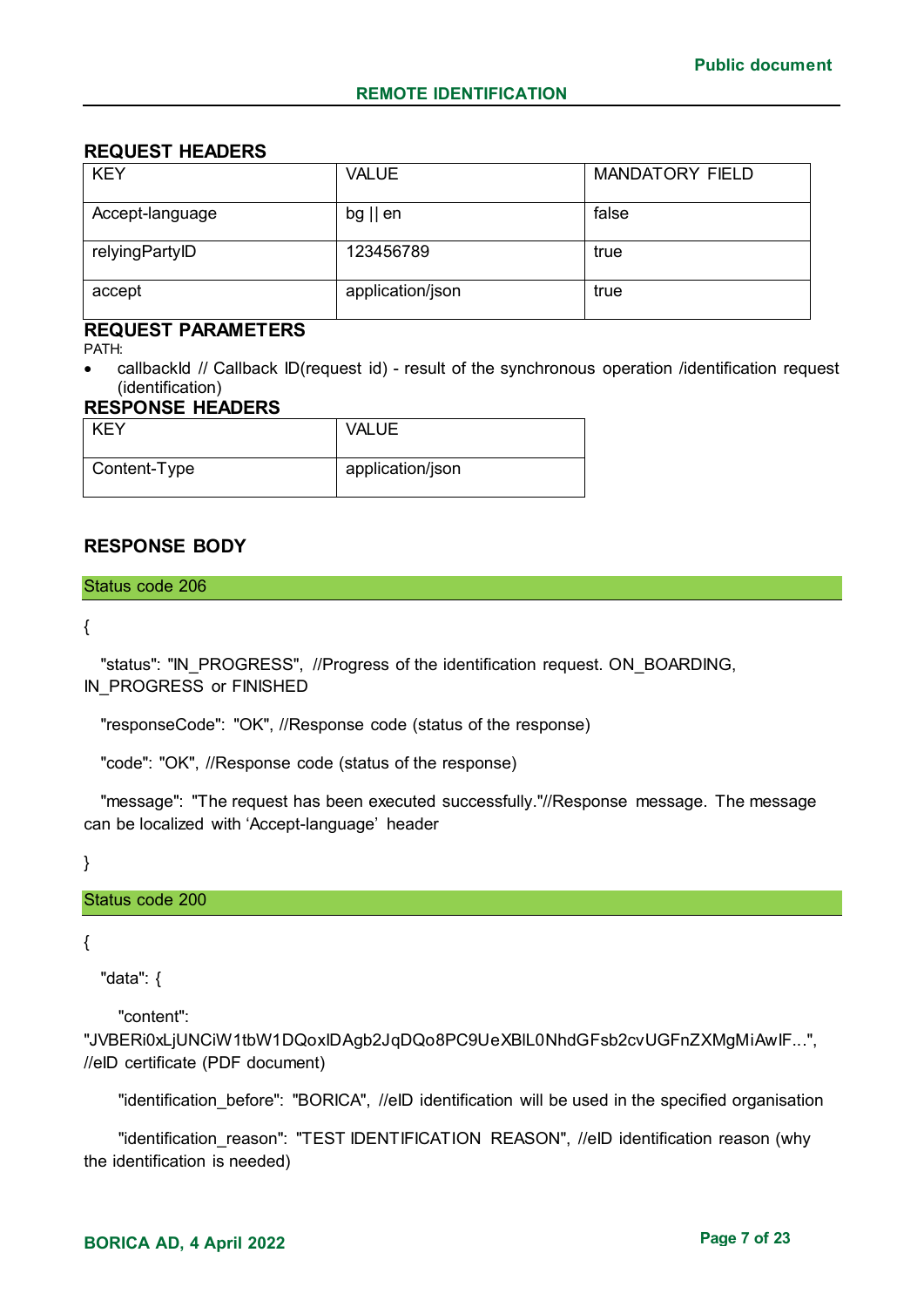### REQUEST HEADERS

| KEY | VALUE | MANDATORY FIELD |
|---|---|---|
| Accept-language | bg \|\| en | false |
| relyingPartyID | 123456789 | true |
| accept | application/json | true |

### REQUEST PARAMETERS

PATH:

- callbackId // Callback ID(request id) - result of the synchronous operation /identification request (identification)

### RESPONSE HEADERS

| KEY | VALUE |
|---|---|
| Content-Type | application/json |

### RESPONSE BODY

**Status code 206**

```
{
  "status": "IN_PROGRESS", //Progress of the identification request. ON_BOARDING, IN_PROGRESS or FINISHED
  "responseCode": "OK", //Response code (status of the response)
  "code": "OK", //Response code (status of the response)
  "message": "The request has been executed successfully."//Response message. The message can be localized with 'Accept-language' header
}
```

**Status code 200**

```
{
  "data": {
    "content": "JVBERi0xLjUNCiW1tbW1DQoxIDAgb2JqDQo8PC9UeXBlL0NhdGFsb2cvUGFnZXMgMiAwIF...", //eID certificate (PDF document)
    "identification_before": "BORICA", //eID identification will be used in the specified organisation
    "identification_reason": "TEST IDENTIFICATION REASON", //eID identification reason (why the identification is needed)
```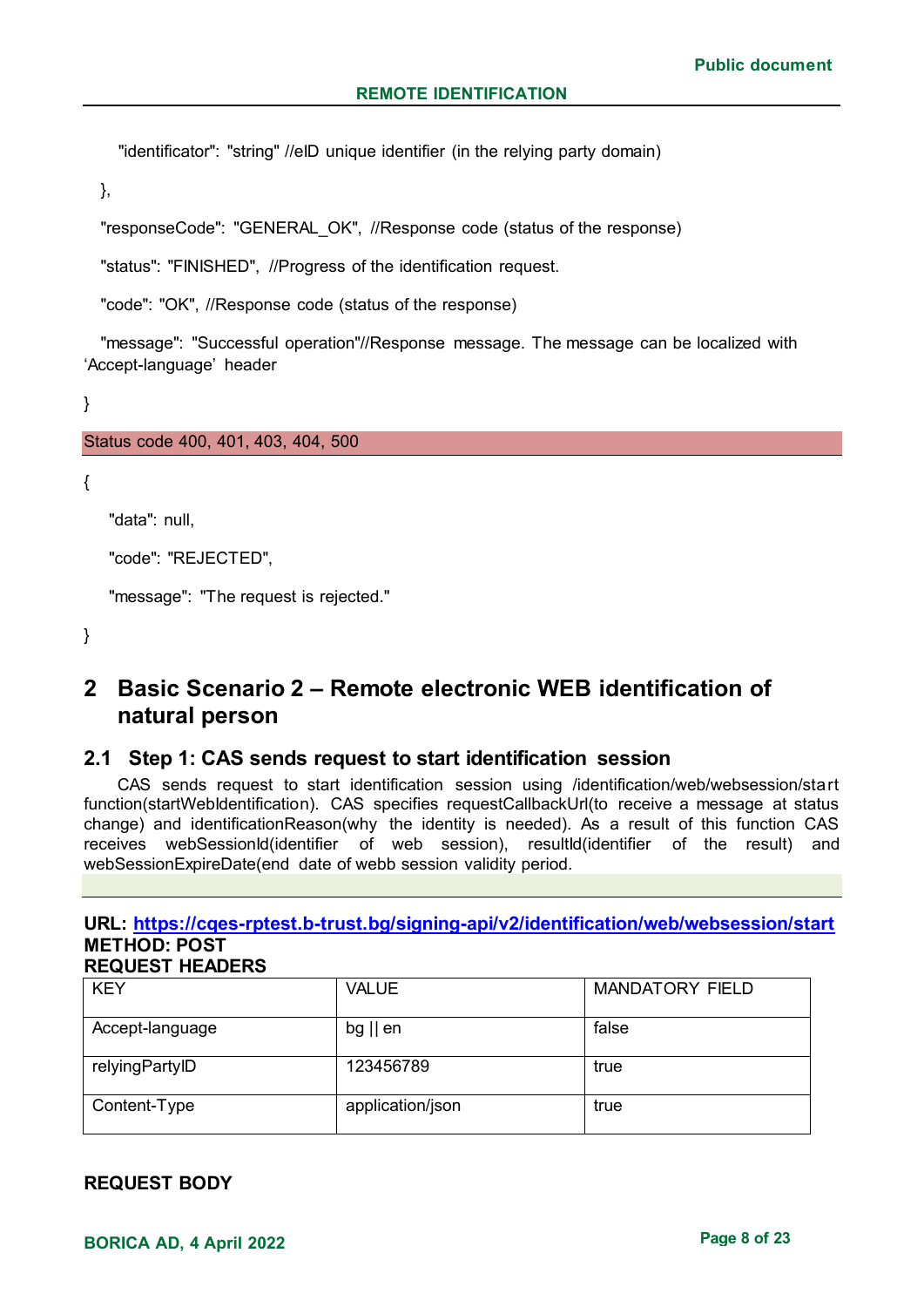"identificator": "string" //eID unique identifier (in the relying party domain)

},

"responseCode": "GENERAL_OK", //Response code (status of the response)

"status": "FINISHED", //Progress of the identification request.

"code": "OK", //Response code (status of the response)

"message": "Successful operation"//Response message. The message can be localized with 'Accept-language' header

}

Status code 400, 401, 403, 404, 500

{

"data": null,

"code": "REJECTED",

"message": "The request is rejected."

}

# 2 Basic Scenario 2 – Remote electronic WEB identification of natural person

## 2.1 Step 1: CAS sends request to start identification session

CAS sends request to start identification session using /identification/web/websession/start function(startWebIdentification). CAS specifies requestCallbackUrl(to receive a message at status change) and identificationReason(why the identity is needed). As a result of this function CAS receives webSessionId(identifier of web session), resultId(identifier of the result) and webSessionExpireDate(end date of webb session validity period.

**URL: https://cqes-rptest.b-trust.bg/signing-api/v2/identification/web/websession/start**
**METHOD: POST**
**REQUEST HEADERS**

| KEY | VALUE | MANDATORY FIELD |
|---|---|---|
| Accept-language | bg \|\| en | false |
| relyingPartyID | 123456789 | true |
| Content-Type | application/json | true |

**REQUEST BODY**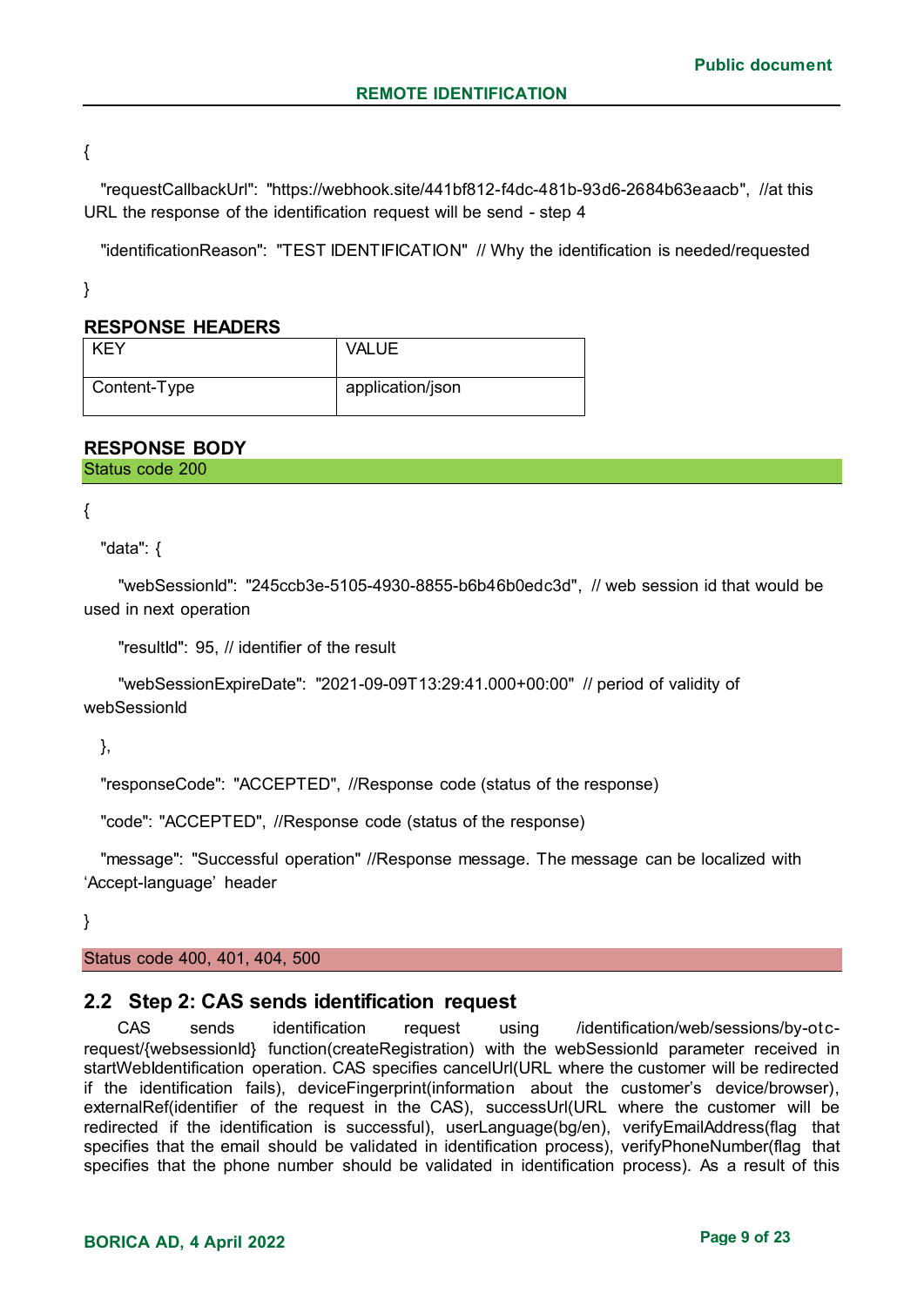{

"requestCallbackUrl": "https://webhook.site/441bf812-f4dc-481b-93d6-2684b63eaacb", //at this URL the response of the identification request will be send - step 4

"identificationReason": "TEST IDENTIFICATION" // Why the identification is needed/requested

}

**RESPONSE HEADERS**

| KEY | VALUE |
|---|---|
| Content-Type | application/json |

**RESPONSE BODY**

Status code 200

{

"data": {

"webSessionId": "245ccb3e-5105-4930-8855-b6b46b0edc3d", // web session id that would be used in next operation

"resultId": 95, // identifier of the result

"webSessionExpireDate": "2021-09-09T13:29:41.000+00:00" // period of validity of webSessionId

},

"responseCode": "ACCEPTED", //Response code (status of the response)

"code": "ACCEPTED", //Response code (status of the response)

"message": "Successful operation" //Response message. The message can be localized with 'Accept-language' header

}

Status code 400, 401, 404, 500

## 2.2 Step 2: CAS sends identification request

CAS sends identification request using /identification/web/sessions/by-otc-request/{websessionId} function(createRegistration) with the webSessionId parameter received in startWebIdentification operation. CAS specifies cancelUrl(URL where the customer will be redirected if the identification fails), deviceFingerprint(information about the customer's device/browser), externalRef(identifier of the request in the CAS), successUrl(URL where the customer will be redirected if the identification is successful), userLanguage(bg/en), verifyEmailAddress(flag that specifies that the email should be validated in identification process), verifyPhoneNumber(flag that specifies that the phone number should be validated in identification process). As a result of this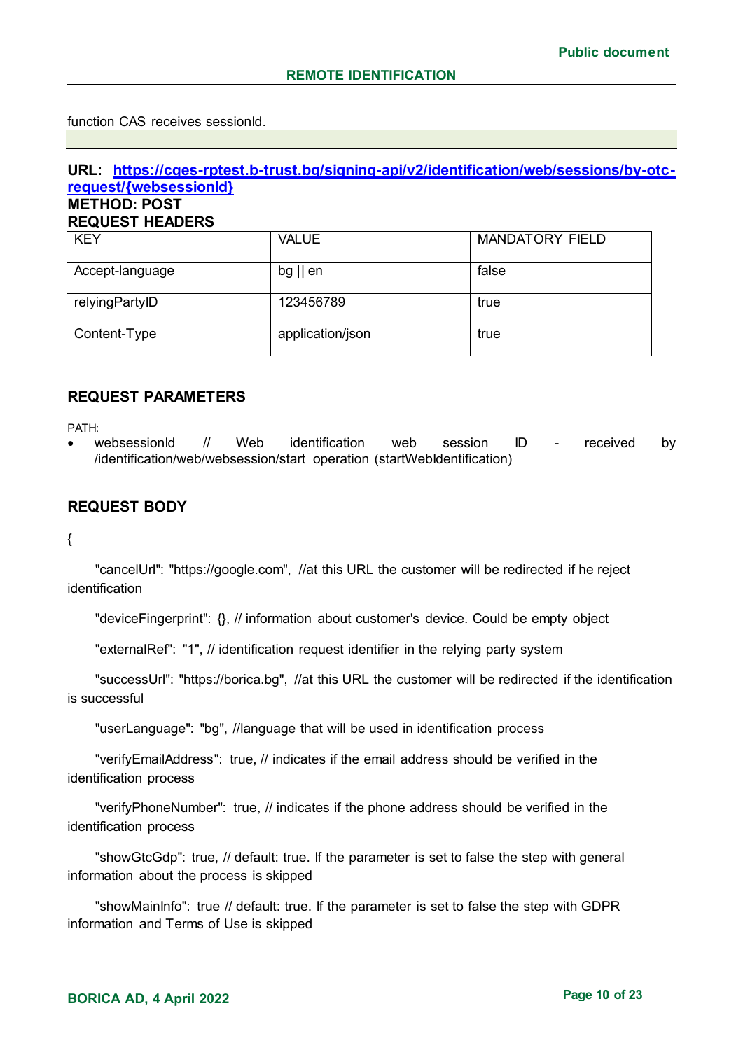function CAS receives sessionId.

**URL: [https://cqes-rptest.b-trust.bg/signing-api/v2/identification/web/sessions/by-otc-request/{websessionId}](https://cqes-rptest.b-trust.bg/signing-api/v2/identification/web/sessions/by-otc-request/{websessionId})**

**METHOD: POST**

**REQUEST HEADERS**

| KEY | VALUE | MANDATORY FIELD |
|---|---|---|
| Accept-language | bg \|\| en | false |
| relyingPartyID | 123456789 | true |
| Content-Type | application/json | true |

## REQUEST PARAMETERS

PATH:

- websessionId // Web identification web session ID - received by /identification/web/websession/start operation (startWebIdentification)

## REQUEST BODY

```
{
    "cancelUrl": "https://google.com",  //at this URL the customer will be redirected if he reject identification
    "deviceFingerprint": {}, // information about customer's device. Could be empty object
    "externalRef": "1", // identification request identifier in the relying party system
    "successUrl": "https://borica.bg",  //at this URL the customer will be redirected if the identification is successful
    "userLanguage": "bg", //language that will be used in identification process
    "verifyEmailAddress": true, // indicates if the email address should be verified in the identification process
    "verifyPhoneNumber": true, // indicates if the phone address should be verified in the identification process
    "showGtcGdp": true, // default: true. If the parameter is set to false the step with general information about the process is skipped
    "showMainInfo": true // default: true. If the parameter is set to false the step with GDPR information and Terms of Use is skipped
```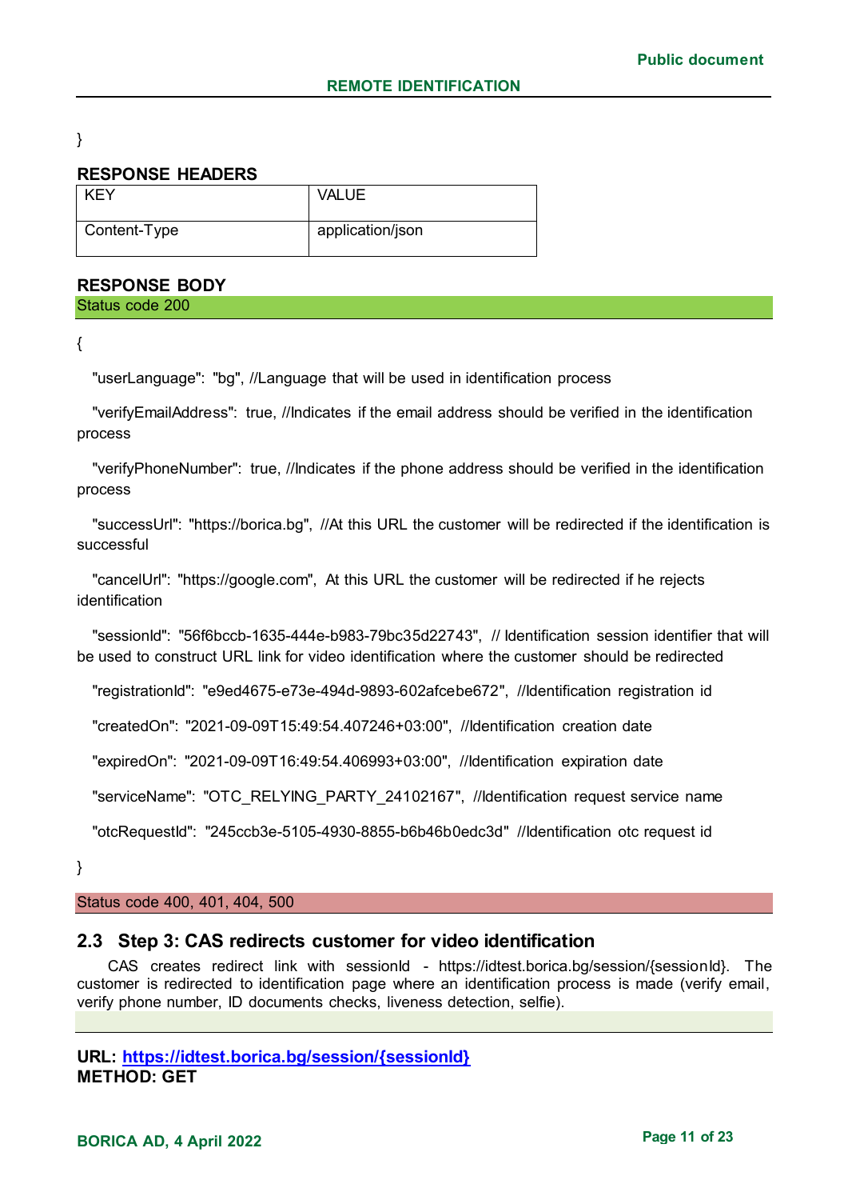}

**RESPONSE HEADERS**

| KEY | VALUE |
|---|---|
| Content-Type | application/json |

**RESPONSE BODY**

Status code 200

```
{
  "userLanguage": "bg", //Language that will be used in identification process
  "verifyEmailAddress": true, //Indicates if the email address should be verified in the identification process
  "verifyPhoneNumber": true, //Indicates if the phone address should be verified in the identification process
  "successUrl": "https://borica.bg", //At this URL the customer will be redirected if the identification is successful
  "cancelUrl": "https://google.com", At this URL the customer will be redirected if he rejects identification
  "sessionId": "56f6bccb-1635-444e-b983-79bc35d22743", // Identification session identifier that will be used to construct URL link for video identification where the customer should be redirected
  "registrationId": "e9ed4675-e73e-494d-9893-602afcebe672", //Identification registration id
  "createdOn": "2021-09-09T15:49:54.407246+03:00", //Identification creation date
  "expiredOn": "2021-09-09T16:49:54.406993+03:00", //Identification expiration date
  "serviceName": "OTC_RELYING_PARTY_24102167", //Identification request service name
  "otcRequestId": "245ccb3e-5105-4930-8855-b6b46b0edc3d" //Identification otc request id
}
```

Status code 400, 401, 404, 500

## 2.3 Step 3: CAS redirects customer for video identification

CAS creates redirect link with sessionId - https://idtest.borica.bg/session/{sessionId}. The customer is redirected to identification page where an identification process is made (verify email, verify phone number, ID documents checks, liveness detection, selfie).

**URL: [https://idtest.borica.bg/session/{sessionId}](https://idtest.borica.bg/session/{sessionId})**
**METHOD: GET**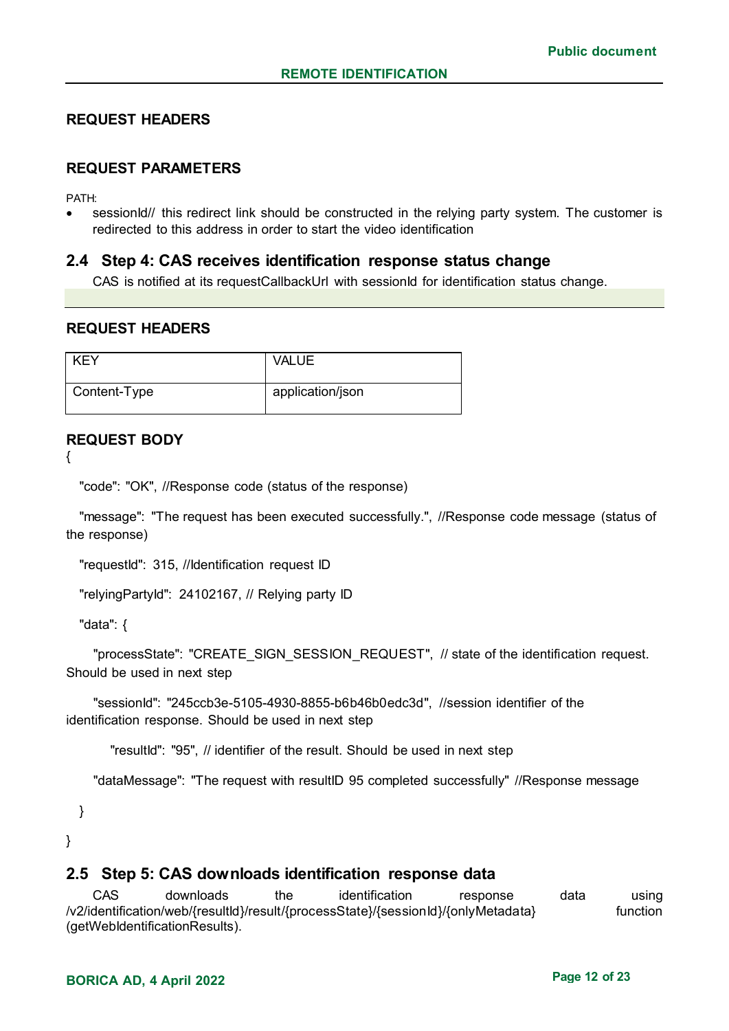### REQUEST HEADERS

### REQUEST PARAMETERS

PATH:

- sessionId// this redirect link should be constructed in the relying party system. The customer is redirected to this address in order to start the video identification

## 2.4 Step 4: CAS receives identification response status change

CAS is notified at its requestCallbackUrl with sessionId for identification status change.

### REQUEST HEADERS

| KEY | VALUE |
|---|---|
| Content-Type | application/json |

### REQUEST BODY

```
{
  "code": "OK", //Response code (status of the response)
  "message": "The request has been executed successfully.", //Response code message (status of the response)
  "requestId": 315, //Identification request ID
  "relyingPartyId": 24102167, // Relying party ID
  "data": {
    "processState": "CREATE_SIGN_SESSION_REQUEST", // state of the identification request. Should be used in next step
    "sessionId": "245ccb3e-5105-4930-8855-b6b46b0edc3d", //session identifier of the identification response. Should be used in next step
      "resultId": "95", // identifier of the result. Should be used in next step
    "dataMessage": "The request with resultID 95 completed successfully" //Response message
  }
}
```

## 2.5 Step 5: CAS downloads identification response data

CAS downloads the identification response data using /v2/identification/web/{resultId}/result/{processState}/{sessionId}/{onlyMetadata} function (getWebIdentificationResults).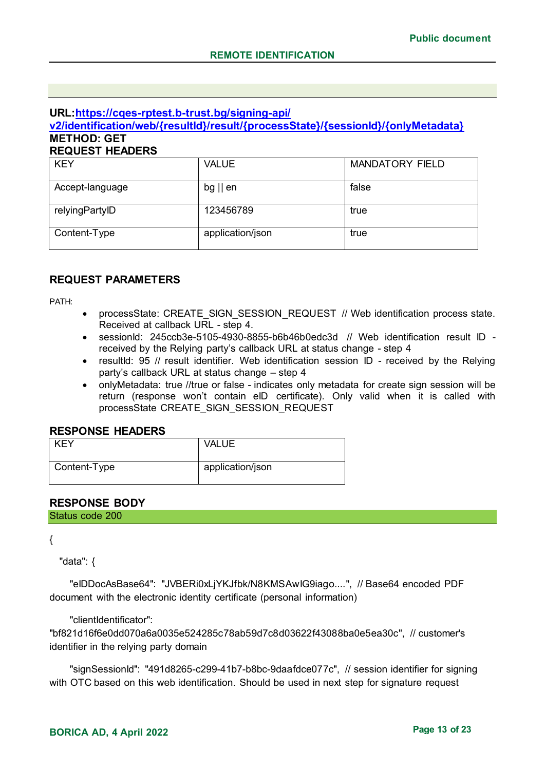**URL:** [https://cqes-rptest.b-trust.bg/signing-api/v2/identification/web/{resultId}/result/{processState}/{sessionId}/{onlyMetadata}](https://cqes-rptest.b-trust.bg/signing-api/v2/identification/web/{resultId}/result/{processState}/{sessionId}/{onlyMetadata})

**METHOD: GET**

**REQUEST HEADERS**

| KEY | VALUE | MANDATORY FIELD |
|---|---|---|
| Accept-language | bg \|\| en | false |
| relyingPartyID | 123456789 | true |
| Content-Type | application/json | true |

### REQUEST PARAMETERS

PATH:

- processState: CREATE_SIGN_SESSION_REQUEST // Web identification process state. Received at callback URL - step 4.
- sessionId: 245ccb3e-5105-4930-8855-b6b46b0edc3d // Web identification result ID - received by the Relying party's callback URL at status change - step 4
- resultId: 95 // result identifier. Web identification session ID - received by the Relying party's callback URL at status change – step 4
- onlyMetadata: true //true or false - indicates only metadata for create sign session will be return (response won't contain eID certificate). Only valid when it is called with processState CREATE_SIGN_SESSION_REQUEST

**RESPONSE HEADERS**

| KEY | VALUE |
|---|---|
| Content-Type | application/json |

**RESPONSE BODY**

Status code 200

{

"data": {

"eIDDocAsBase64": "JVBERi0xLjYKJfbk/N8KMSAwIG9iago....", // Base64 encoded PDF document with the electronic identity certificate (personal information)

"clientIdentificator": "bf821d16f6e0dd070a6a0035e524285c78ab59d7c8d03622f43088ba0e5ea30c", // customer's identifier in the relying party domain

"signSessionId": "491d8265-c299-41b7-b8bc-9daafdce077c", // session identifier for signing with OTC based on this web identification. Should be used in next step for signature request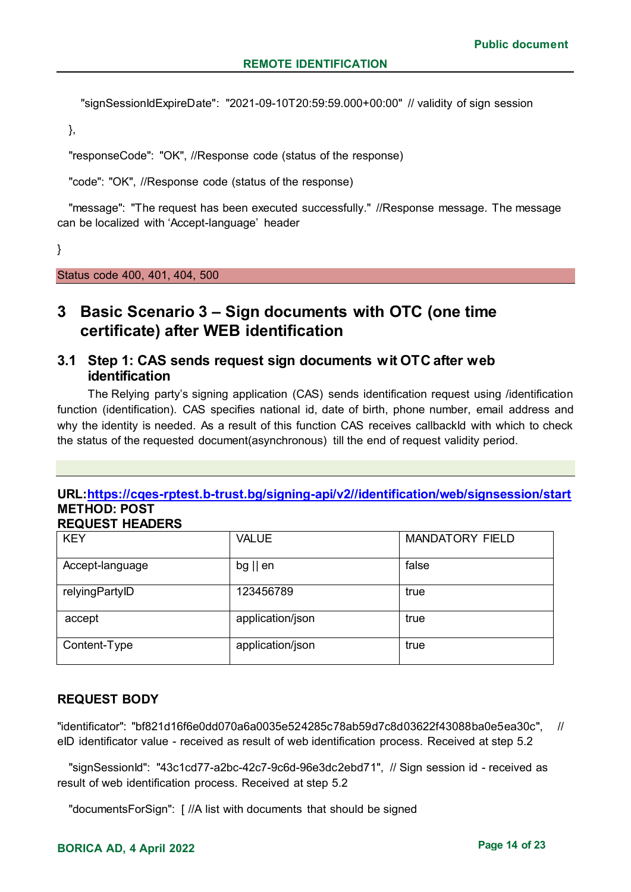"signSessionIdExpireDate": "2021-09-10T20:59:59.000+00:00" // validity of sign session

},

"responseCode": "OK", //Response code (status of the response)

"code": "OK", //Response code (status of the response)

"message": "The request has been executed successfully." //Response message. The message can be localized with 'Accept-language' header

}

Status code 400, 401, 404, 500

# 3 Basic Scenario 3 – Sign documents with OTC (one time certificate) after WEB identification

## 3.1 Step 1: CAS sends request sign documents wit OTC after web identification

The Relying party's signing application (CAS) sends identification request using /identification function (identification). CAS specifies national id, date of birth, phone number, email address and why the identity is needed. As a result of this function CAS receives callbackId with which to check the status of the requested document(asynchronous) till the end of request validity period.

**URL:**[https://cqes-rptest.b-trust.bg/signing-api/v2//identification/web/signsession/start](https://cqes-rptest.b-trust.bg/signing-api/v2//identification/web/signsession/start)
**METHOD: POST**
**REQUEST HEADERS**

| KEY | VALUE | MANDATORY FIELD |
|---|---|---|
| Accept-language | bg \|\| en | false |
| relyingPartyID | 123456789 | true |
| accept | application/json | true |
| Content-Type | application/json | true |

**REQUEST BODY**

"identificator": "bf821d16f6e0dd070a6a0035e524285c78ab59d7c8d03622f43088ba0e5ea30c", // eID identificator value - received as result of web identification process. Received at step 5.2

"signSessionId": "43c1cd77-a2bc-42c7-9c6d-96e3dc2ebd71", // Sign session id - received as result of web identification process. Received at step 5.2

"documentsForSign": [ //A list with documents that should be signed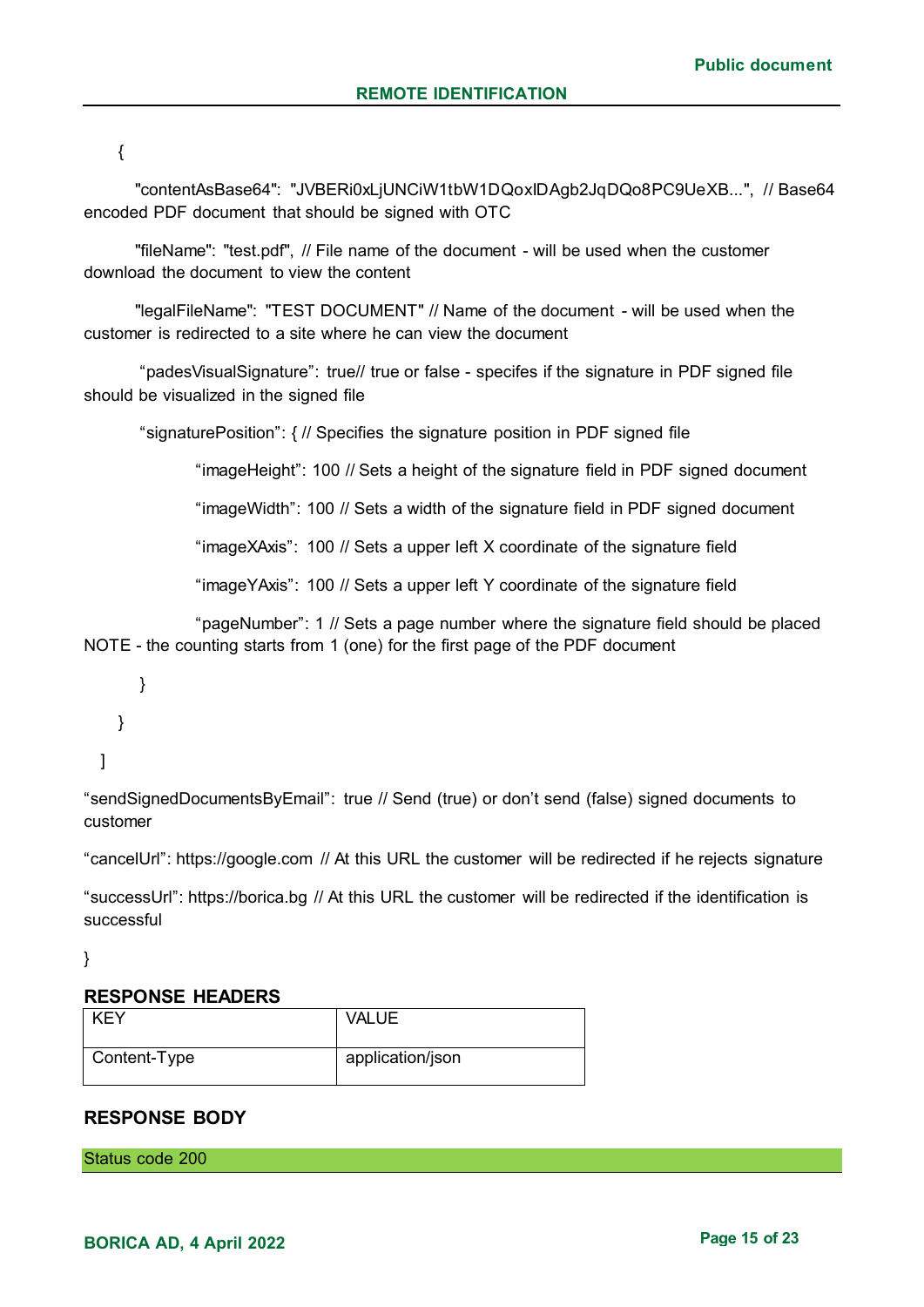```
{
    "contentAsBase64": "JVBERi0xLjUNCiW1tbW1DQoxIDAgb2JqDQo8PC9UeXB...", // Base64 encoded PDF document that should be signed with OTC
    "fileName": "test.pdf", // File name of the document - will be used when the customer download the document to view the content
    "legalFileName": "TEST DOCUMENT" // Name of the document - will be used when the customer is redirected to a site where he can view the document
    "padesVisualSignature": true// true or false - specifes if the signature in PDF signed file should be visualized in the signed file
    "signaturePosition": { // Specifies the signature position in PDF signed file
        "imageHeight": 100 // Sets a height of the signature field in PDF signed document
        "imageWidth": 100 // Sets a width of the signature field in PDF signed document
        "imageXAxis": 100 // Sets a upper left X coordinate of the signature field
        "imageYAxis": 100 // Sets a upper left Y coordinate of the signature field
        "pageNumber": 1 // Sets a page number where the signature field should be placed NOTE - the counting starts from 1 (one) for the first page of the PDF document
    }
}
]
"sendSignedDocumentsByEmail": true // Send (true) or don't send (false) signed documents to customer
"cancelUrl": https://google.com // At this URL the customer will be redirected if he rejects signature
"successUrl": https://borica.bg // At this URL the customer will be redirected if the identification is successful
}
```

### RESPONSE HEADERS

| KEY | VALUE |
|---|---|
| Content-Type | application/json |

### RESPONSE BODY

Status code 200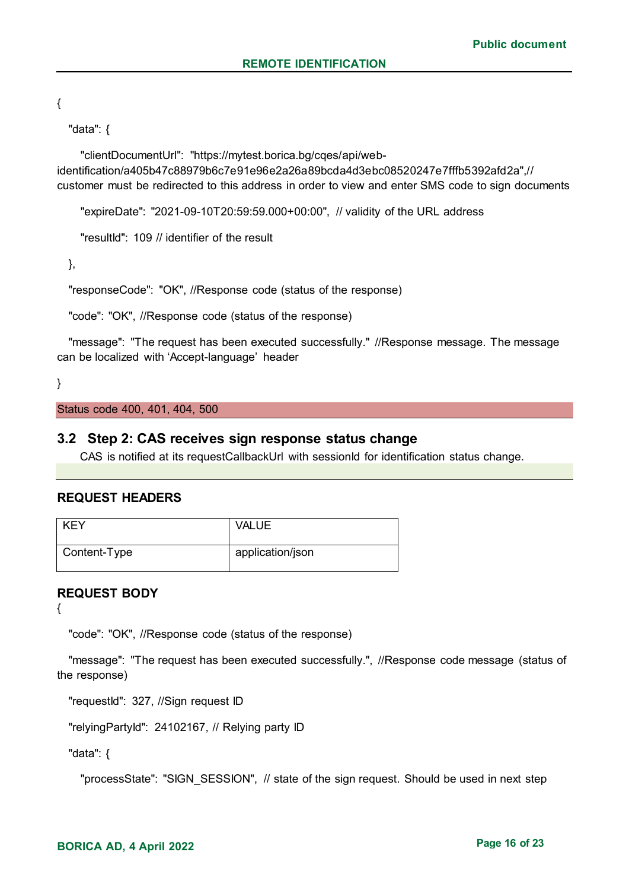{

"data": {

"clientDocumentUrl": "https://mytest.borica.bg/cqes/api/web-identification/a405b47c88979b6c7e91e96e2a26a89bcda4d3ebc08520247e7fffb5392afd2a",// customer must be redirected to this address in order to view and enter SMS code to sign documents

"expireDate": "2021-09-10T20:59:59.000+00:00", // validity of the URL address

"resultId": 109 // identifier of the result

},

"responseCode": "OK", //Response code (status of the response)

"code": "OK", //Response code (status of the response)

"message": "The request has been executed successfully." //Response message. The message can be localized with 'Accept-language' header

}

Status code 400, 401, 404, 500

## 3.2 Step 2: CAS receives sign response status change

CAS is notified at its requestCallbackUrl with sessionId for identification status change.

### REQUEST HEADERS

| KEY | VALUE |
|---|---|
| Content-Type | application/json |

### REQUEST BODY

{

"code": "OK", //Response code (status of the response)

"message": "The request has been executed successfully.", //Response code message (status of the response)

"requestId": 327, //Sign request ID

"relyingPartyId": 24102167, // Relying party ID

"data": {

"processState": "SIGN_SESSION", // state of the sign request. Should be used in next step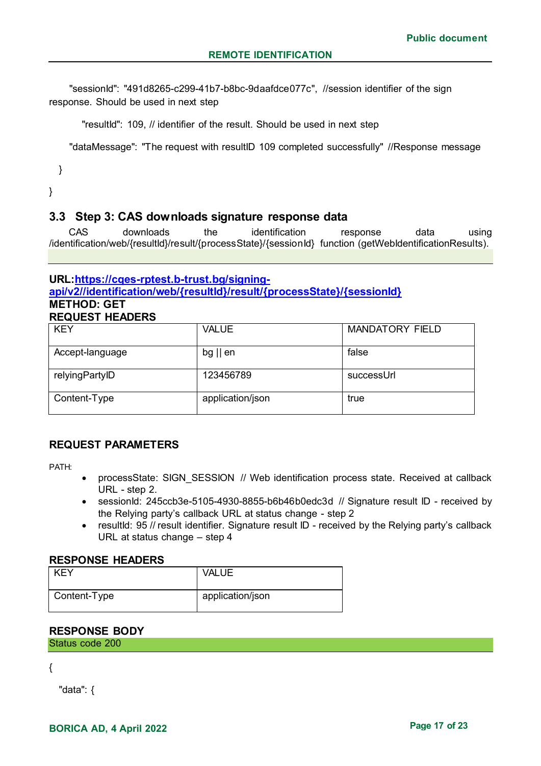"sessionId": "491d8265-c299-41b7-b8bc-9daafdce077c", //session identifier of the sign response. Should be used in next step

"resultId": 109, // identifier of the result. Should be used in next step

"dataMessage": "The request with resultID 109 completed successfully" //Response message

}

}

## 3.3 Step 3: CAS downloads signature response data

CAS downloads the identification response data using /identification/web/{resultId}/result/{processState}/{sessionId} function (getWebIdentificationResults).

**URL:[https://cqes-rptest.b-trust.bg/signing-api/v2//identification/web/{resultId}/result/{processState}/{sessionId}](https://cqes-rptest.b-trust.bg/signing-api/v2//identification/web/{resultId}/result/{processState}/{sessionId})**
**METHOD: GET**
**REQUEST HEADERS**

| KEY | VALUE | MANDATORY FIELD |
| --- | --- | --- |
| Accept-language | bg \|\| en | false |
| relyingPartyID | 123456789 | successUrl |
| Content-Type | application/json | true |

**REQUEST PARAMETERS**

PATH:

- processState: SIGN_SESSION // Web identification process state. Received at callback URL - step 2.
- sessionId: 245ccb3e-5105-4930-8855-b6b46b0edc3d // Signature result ID - received by the Relying party's callback URL at status change - step 2
- resultId: 95 // result identifier. Signature result ID - received by the Relying party's callback URL at status change – step 4

**RESPONSE HEADERS**

| KEY | VALUE |
| --- | --- |
| Content-Type | application/json |

**RESPONSE BODY**

Status code 200

{

"data": {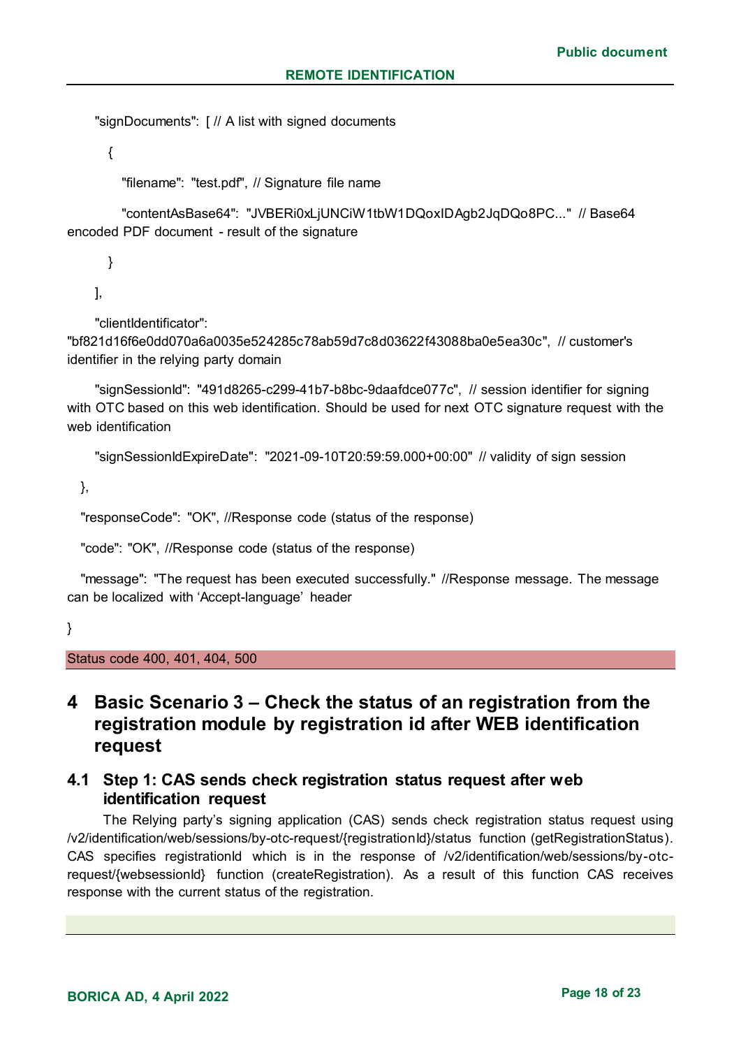```
    "signDocuments": [ // A list with signed documents
      {
        "filename": "test.pdf", // Signature file name
        "contentAsBase64": "JVBERi0xLjUNCiW1tbW1DQoxIDAgb2JqDQo8PC..." // Base64 encoded PDF document - result of the signature
      }
    ],
    "clientIdentificator": "bf821d16f6e0dd070a6a0035e524285c78ab59d7c8d03622f43088ba0e5ea30c", // customer's identifier in the relying party domain
    "signSessionId": "491d8265-c299-41b7-b8bc-9daafdce077c", // session identifier for signing with OTC based on this web identification. Should be used for next OTC signature request with the web identification
    "signSessionIdExpireDate": "2021-09-10T20:59:59.000+00:00" // validity of sign session
  },
  "responseCode": "OK", //Response code (status of the response)
  "code": "OK", //Response code (status of the response)
  "message": "The request has been executed successfully." //Response message. The message can be localized with 'Accept-language' header
}
```

| Status code 400, 401, 404, 500 |
|---|

# 4 Basic Scenario 3 – Check the status of an registration from the registration module by registration id after WEB identification request

## 4.1 Step 1: CAS sends check registration status request after web identification request

The Relying party's signing application (CAS) sends check registration status request using /v2/identification/web/sessions/by-otc-request/{registrationId}/status function (getRegistrationStatus). CAS specifies registrationId which is in the response of /v2/identification/web/sessions/by-otc-request/{websessionId} function (createRegistration). As a result of this function CAS receives response with the current status of the registration.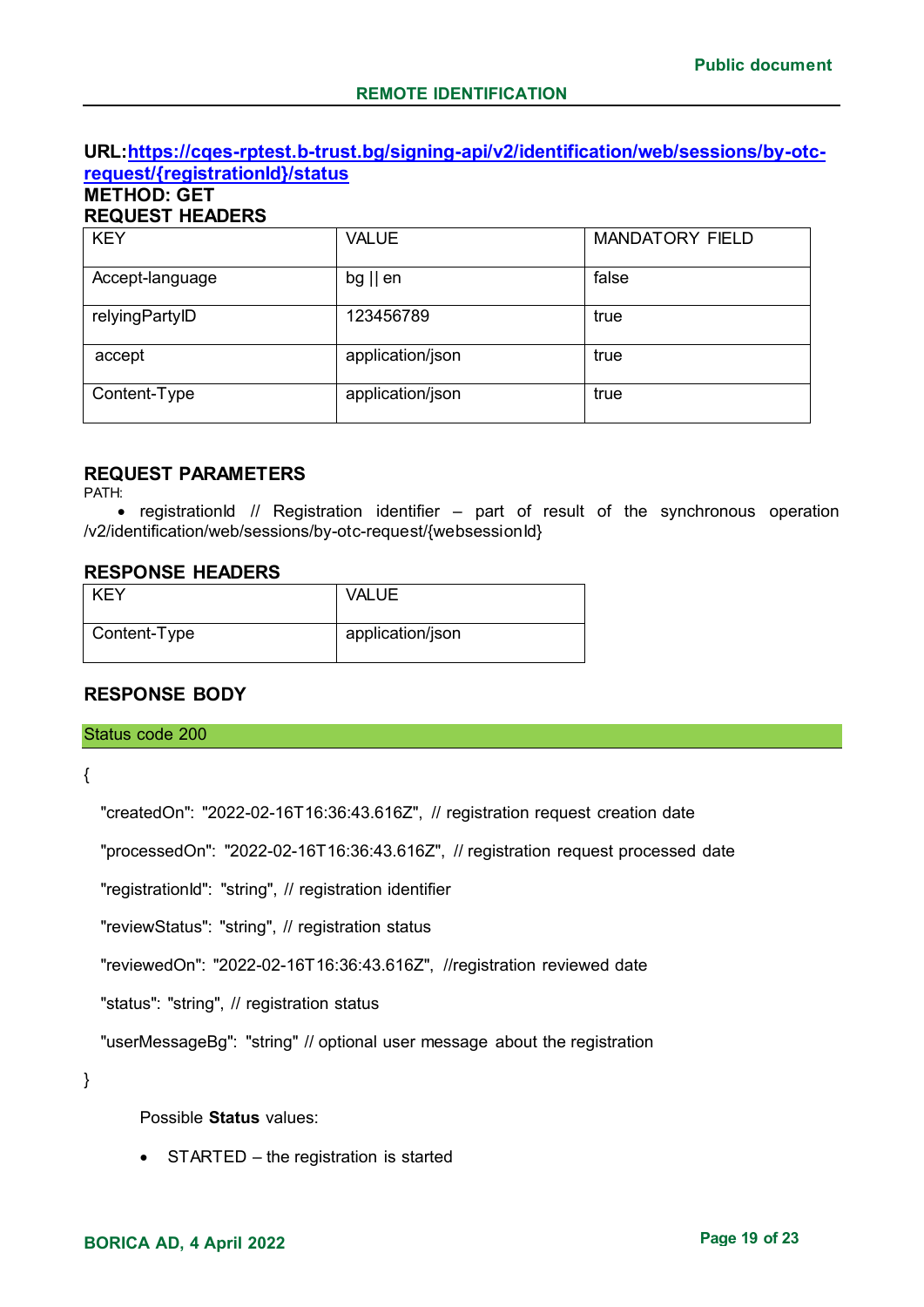**URL:[https://cqes-rptest.b-trust.bg/signing-api/v2/identification/web/sessions/by-otc-request/{registrationId}/status](https://cqes-rptest.b-trust.bg/signing-api/v2/identification/web/sessions/by-otc-request/{registrationId}/status)**

**METHOD: GET**

**REQUEST HEADERS**

| KEY | VALUE | MANDATORY FIELD |
|---|---|---|
| Accept-language | bg \|\| en | false |
| relyingPartyID | 123456789 | true |
| accept | application/json | true |
| Content-Type | application/json | true |

**REQUEST PARAMETERS**

PATH:

- registrationId // Registration identifier – part of result of the synchronous operation /v2/identification/web/sessions/by-otc-request/{websessionId}

**RESPONSE HEADERS**

| KEY | VALUE |
|---|---|
| Content-Type | application/json |

**RESPONSE BODY**

Status code 200

```
{
  "createdOn": "2022-02-16T16:36:43.616Z", // registration request creation date
  "processedOn": "2022-02-16T16:36:43.616Z", // registration request processed date
  "registrationId": "string", // registration identifier
  "reviewStatus": "string", // registration status
  "reviewedOn": "2022-02-16T16:36:43.616Z", //registration reviewed date
  "status": "string", // registration status
  "userMessageBg": "string" // optional user message about the registration
}
```

Possible **Status** values:

- STARTED – the registration is started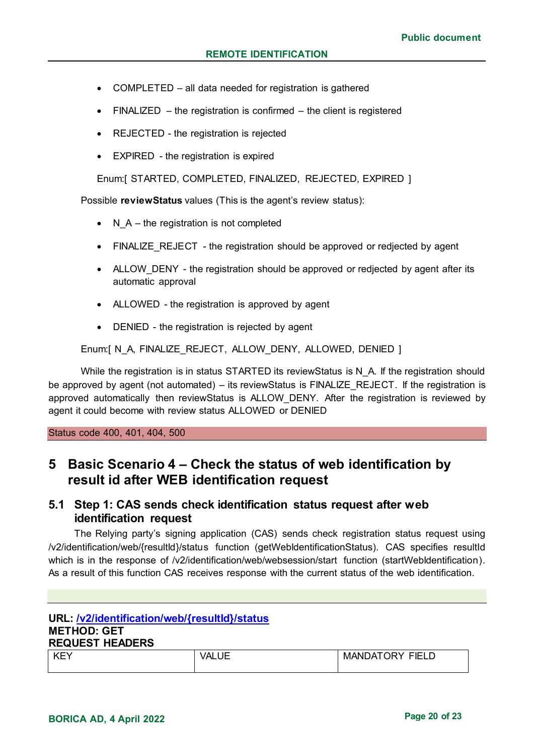- COMPLETED – all data needed for registration is gathered
- FINALIZED – the registration is confirmed – the client is registered
- REJECTED - the registration is rejected
- EXPIRED - the registration is expired

Enum:[ STARTED, COMPLETED, FINALIZED, REJECTED, EXPIRED ]

Possible **reviewStatus** values (This is the agent's review status):

- N_A – the registration is not completed
- FINALIZE_REJECT - the registration should be approved or redjected by agent
- ALLOW_DENY - the registration should be approved or redjected by agent after its automatic approval
- ALLOWED - the registration is approved by agent
- DENIED - the registration is rejected by agent

Enum:[ N_A, FINALIZE_REJECT, ALLOW_DENY, ALLOWED, DENIED ]

While the registration is in status STARTED its reviewStatus is N_A. If the registration should be approved by agent (not automated) – its reviewStatus is FINALIZE_REJECT. If the registration is approved automatically then reviewStatus is ALLOW_DENY. After the registration is reviewed by agent it could become with review status ALLOWED or DENIED

Status code 400, 401, 404, 500

# 5 Basic Scenario 4 – Check the status of web identification by result id after WEB identification request

## 5.1 Step 1: CAS sends check identification status request after web identification request

The Relying party's signing application (CAS) sends check registration status request using /v2/identification/web/{resultId}/status function (getWebIdentificationStatus). CAS specifies resultId which is in the response of /v2/identification/web/websession/start function (startWebIdentification). As a result of this function CAS receives response with the current status of the web identification.

**URL: /v2/identification/web/{resultId}/status**
**METHOD: GET**
**REQUEST HEADERS**

| KEY | VALUE | MANDATORY FIELD |
|---|---|---|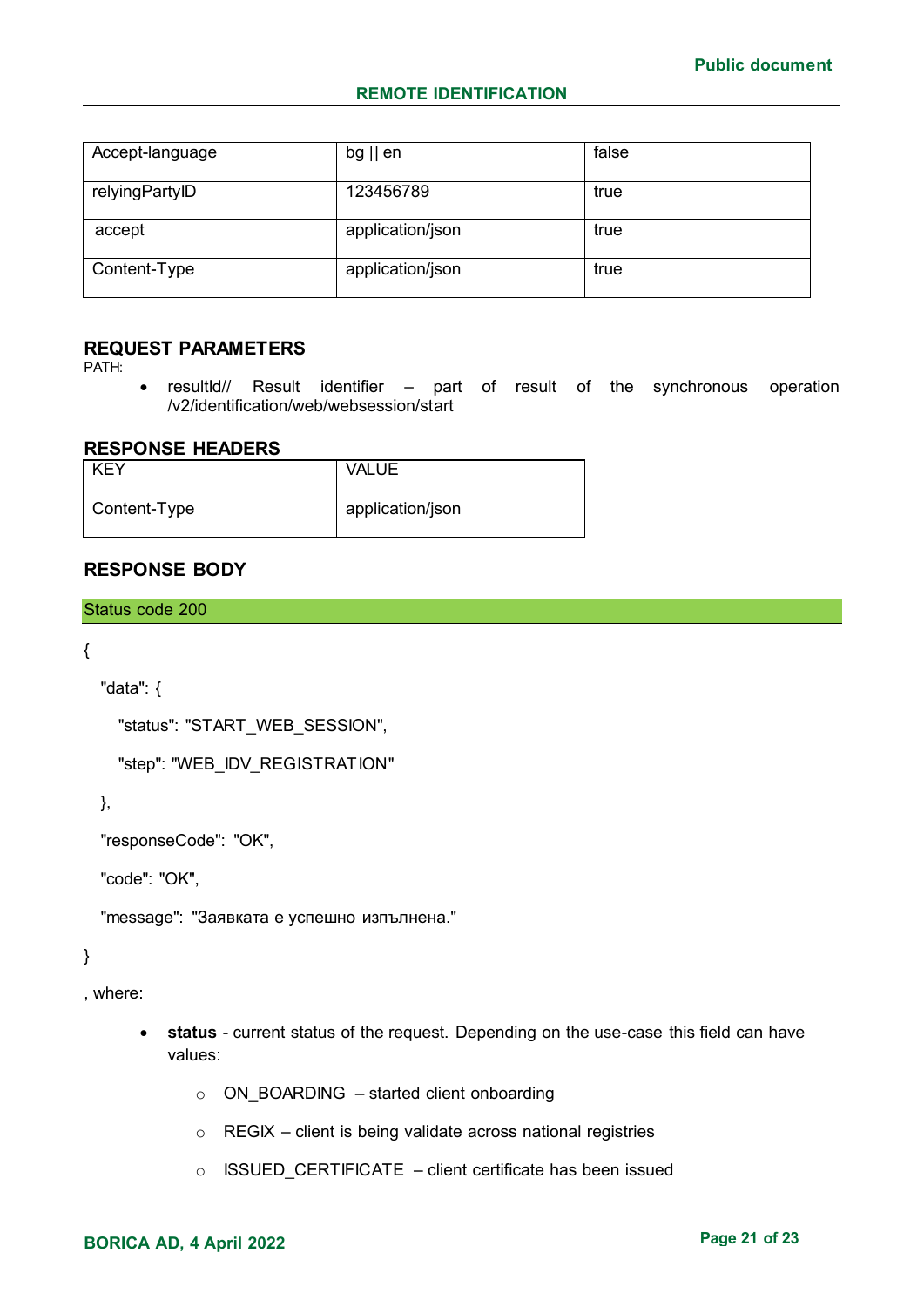| | | |
|---|---|---|
| Accept-language | bg \|\| en | false |
| relyingPartyID | 123456789 | true |
| accept | application/json | true |
| Content-Type | application/json | true |

## REQUEST PARAMETERS

PATH:

- resultId// Result identifier – part of result of the synchronous operation /v2/identification/web/websession/start

## RESPONSE HEADERS

| KEY | VALUE |
|---|---|
| Content-Type | application/json |

## RESPONSE BODY

Status code 200

```
{
  "data": {
    "status": "START_WEB_SESSION",
    "step": "WEB_IDV_REGISTRATION"
  },
  "responseCode": "OK",
  "code": "OK",
  "message": "Заявката е успешно изпълнена."
}
```

, where:

- **status** - current status of the request. Depending on the use-case this field can have values:
  - ON_BOARDING – started client onboarding
  - REGIX – client is being validate across national registries
  - ISSUED_CERTIFICATE – client certificate has been issued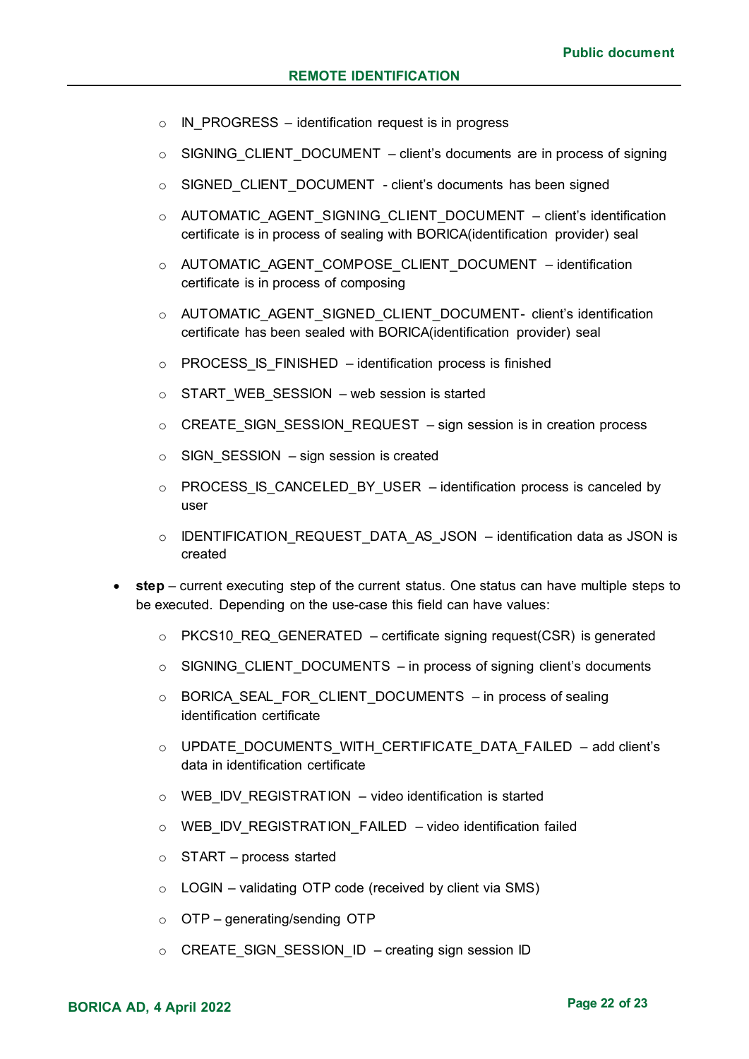- IN_PROGRESS – identification request is in progress
  - SIGNING_CLIENT_DOCUMENT – client's documents are in process of signing
  - SIGNED_CLIENT_DOCUMENT - client's documents has been signed
  - AUTOMATIC_AGENT_SIGNING_CLIENT_DOCUMENT – client's identification certificate is in process of sealing with BORICA(identification provider) seal
  - AUTOMATIC_AGENT_COMPOSE_CLIENT_DOCUMENT – identification certificate is in process of composing
  - AUTOMATIC_AGENT_SIGNED_CLIENT_DOCUMENT- client's identification certificate has been sealed with BORICA(identification provider) seal
  - PROCESS_IS_FINISHED – identification process is finished
  - START_WEB_SESSION – web session is started
  - CREATE_SIGN_SESSION_REQUEST – sign session is in creation process
  - SIGN_SESSION – sign session is created
  - PROCESS_IS_CANCELED_BY_USER – identification process is canceled by user
  - IDENTIFICATION_REQUEST_DATA_AS_JSON – identification data as JSON is created
- **step** – current executing step of the current status. One status can have multiple steps to be executed. Depending on the use-case this field can have values:
  - PKCS10_REQ_GENERATED – certificate signing request(CSR) is generated
  - SIGNING_CLIENT_DOCUMENTS – in process of signing client's documents
  - BORICA_SEAL_FOR_CLIENT_DOCUMENTS – in process of sealing identification certificate
  - UPDATE_DOCUMENTS_WITH_CERTIFICATE_DATA_FAILED – add client's data in identification certificate
  - WEB_IDV_REGISTRATION – video identification is started
  - WEB_IDV_REGISTRATION_FAILED – video identification failed
  - START – process started
  - LOGIN – validating OTP code (received by client via SMS)
  - OTP – generating/sending OTP
  - CREATE_SIGN_SESSION_ID – creating sign session ID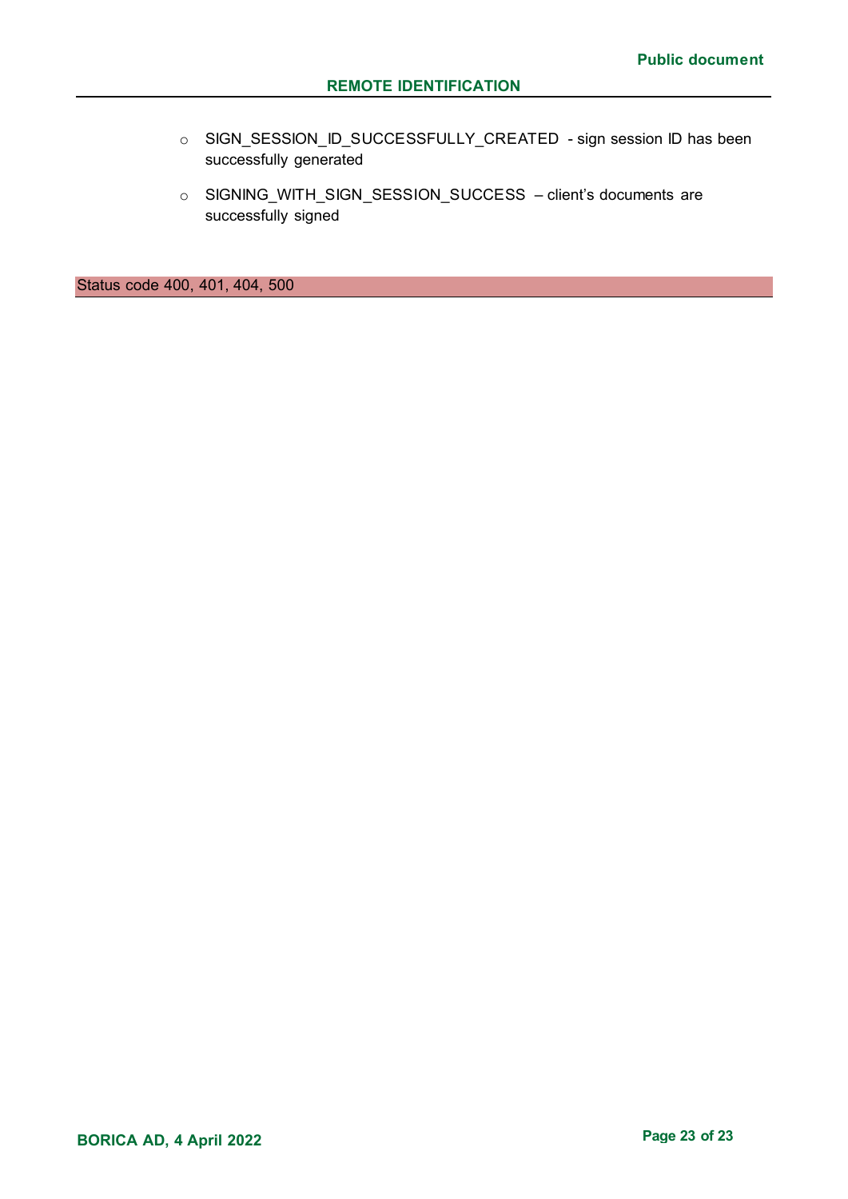- SIGN_SESSION_ID_SUCCESSFULLY_CREATED - sign session ID has been successfully generated
- SIGNING_WITH_SIGN_SESSION_SUCCESS – client's documents are successfully signed

Status code 400, 401, 404, 500